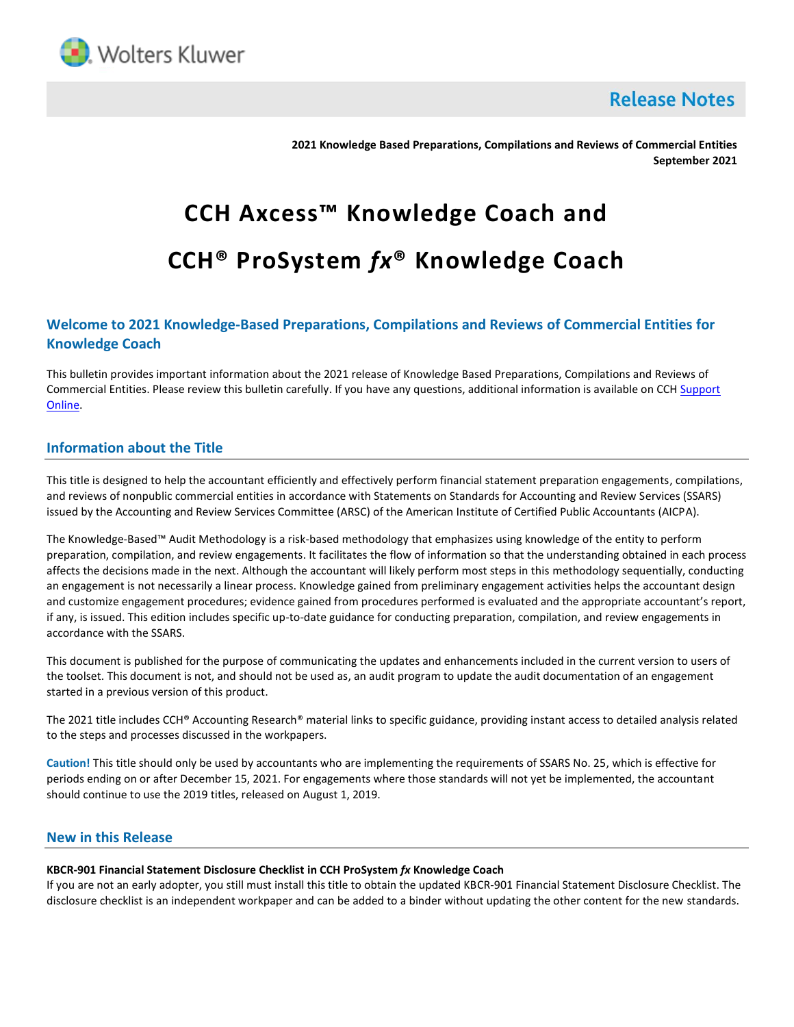Release Notes

**2021 Knowledge Based Preparations, Compilations and Reviews of Commercial Entities**
**September 2021**

# CCH Axcess™ Knowledge Coach and

# CCH® ProSystem *fx*® Knowledge Coach

## Welcome to 2021 Knowledge-Based Preparations, Compilations and Reviews of Commercial Entities for Knowledge Coach

This bulletin provides important information about the 2021 release of Knowledge Based Preparations, Compilations and Reviews of Commercial Entities. Please review this bulletin carefully. If you have any questions, additional information is available on CCH Support Online.

## Information about the Title

This title is designed to help the accountant efficiently and effectively perform financial statement preparation engagements, compilations, and reviews of nonpublic commercial entities in accordance with Statements on Standards for Accounting and Review Services (SSARS) issued by the Accounting and Review Services Committee (ARSC) of the American Institute of Certified Public Accountants (AICPA).

The Knowledge-Based™ Audit Methodology is a risk-based methodology that emphasizes using knowledge of the entity to perform preparation, compilation, and review engagements. It facilitates the flow of information so that the understanding obtained in each process affects the decisions made in the next. Although the accountant will likely perform most steps in this methodology sequentially, conducting an engagement is not necessarily a linear process. Knowledge gained from preliminary engagement activities helps the accountant design and customize engagement procedures; evidence gained from procedures performed is evaluated and the appropriate accountant's report, if any, is issued. This edition includes specific up-to-date guidance for conducting preparation, compilation, and review engagements in accordance with the SSARS.

This document is published for the purpose of communicating the updates and enhancements included in the current version to users of the toolset. This document is not, and should not be used as, an audit program to update the audit documentation of an engagement started in a previous version of this product.

The 2021 title includes CCH® Accounting Research® material links to specific guidance, providing instant access to detailed analysis related to the steps and processes discussed in the workpapers.

**Caution!** This title should only be used by accountants who are implementing the requirements of SSARS No. 25, which is effective for periods ending on or after December 15, 2021. For engagements where those standards will not yet be implemented, the accountant should continue to use the 2019 titles, released on August 1, 2019.

## New in this Release

**KBCR-901 Financial Statement Disclosure Checklist in CCH ProSystem *fx* Knowledge Coach**
If you are not an early adopter, you still must install this title to obtain the updated KBCR-901 Financial Statement Disclosure Checklist. The disclosure checklist is an independent workpaper and can be added to a binder without updating the other content for the new standards.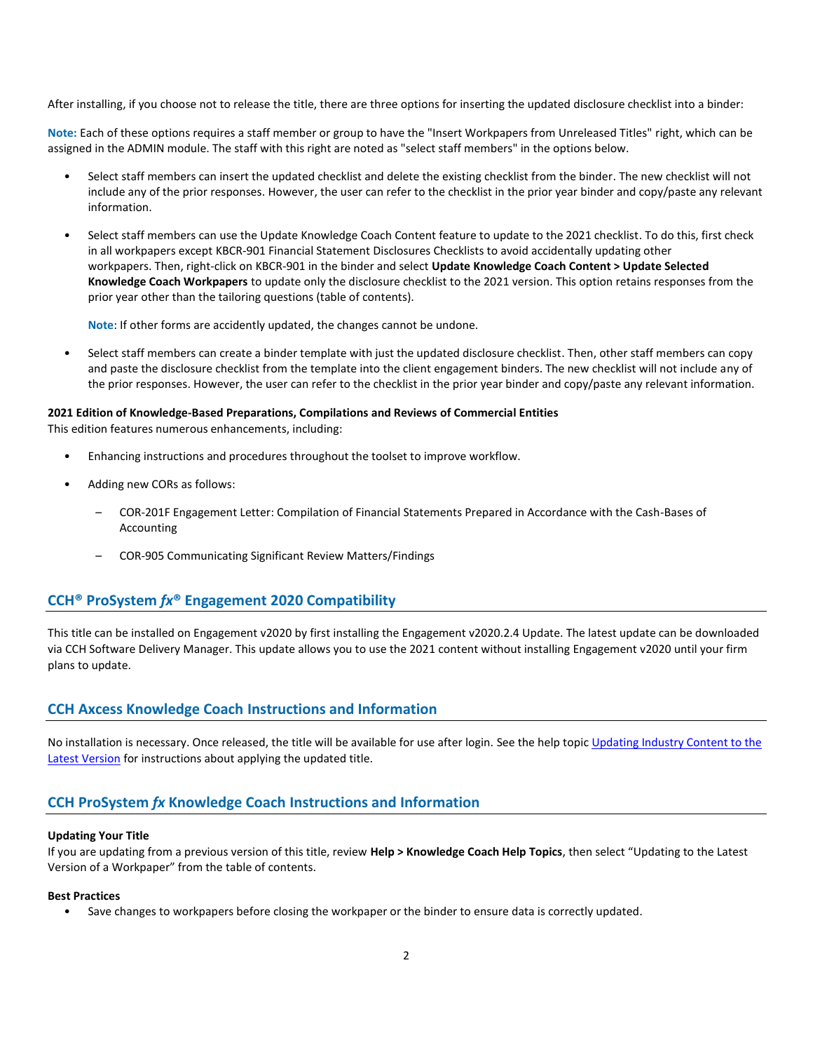After installing, if you choose not to release the title, there are three options for inserting the updated disclosure checklist into a binder:

**Note:** Each of these options requires a staff member or group to have the "Insert Workpapers from Unreleased Titles" right, which can be assigned in the ADMIN module. The staff with this right are noted as "select staff members" in the options below.

- Select staff members can insert the updated checklist and delete the existing checklist from the binder. The new checklist will not include any of the prior responses. However, the user can refer to the checklist in the prior year binder and copy/paste any relevant information.
- Select staff members can use the Update Knowledge Coach Content feature to update to the 2021 checklist. To do this, first check in all workpapers except KBCR-901 Financial Statement Disclosures Checklists to avoid accidentally updating other workpapers. Then, right-click on KBCR-901 in the binder and select **Update Knowledge Coach Content > Update Selected Knowledge Coach Workpapers** to update only the disclosure checklist to the 2021 version. This option retains responses from the prior year other than the tailoring questions (table of contents).

  **Note**: If other forms are accidently updated, the changes cannot be undone.

- Select staff members can create a binder template with just the updated disclosure checklist. Then, other staff members can copy and paste the disclosure checklist from the template into the client engagement binders. The new checklist will not include any of the prior responses. However, the user can refer to the checklist in the prior year binder and copy/paste any relevant information.

**2021 Edition of Knowledge-Based Preparations, Compilations and Reviews of Commercial Entities**
This edition features numerous enhancements, including:

- Enhancing instructions and procedures throughout the toolset to improve workflow.
- Adding new CORs as follows:
  - COR-201F Engagement Letter: Compilation of Financial Statements Prepared in Accordance with the Cash-Bases of Accounting
  - COR-905 Communicating Significant Review Matters/Findings

## CCH® ProSystem *fx*® Engagement 2020 Compatibility

This title can be installed on Engagement v2020 by first installing the Engagement v2020.2.4 Update. The latest update can be downloaded via CCH Software Delivery Manager. This update allows you to use the 2021 content without installing Engagement v2020 until your firm plans to update.

## CCH Axcess Knowledge Coach Instructions and Information

No installation is necessary. Once released, the title will be available for use after login. See the help topic Updating Industry Content to the Latest Version for instructions about applying the updated title.

## CCH ProSystem *fx* Knowledge Coach Instructions and Information

**Updating Your Title**
If you are updating from a previous version of this title, review **Help > Knowledge Coach Help Topics**, then select "Updating to the Latest Version of a Workpaper" from the table of contents.

**Best Practices**

- Save changes to workpapers before closing the workpaper or the binder to ensure data is correctly updated.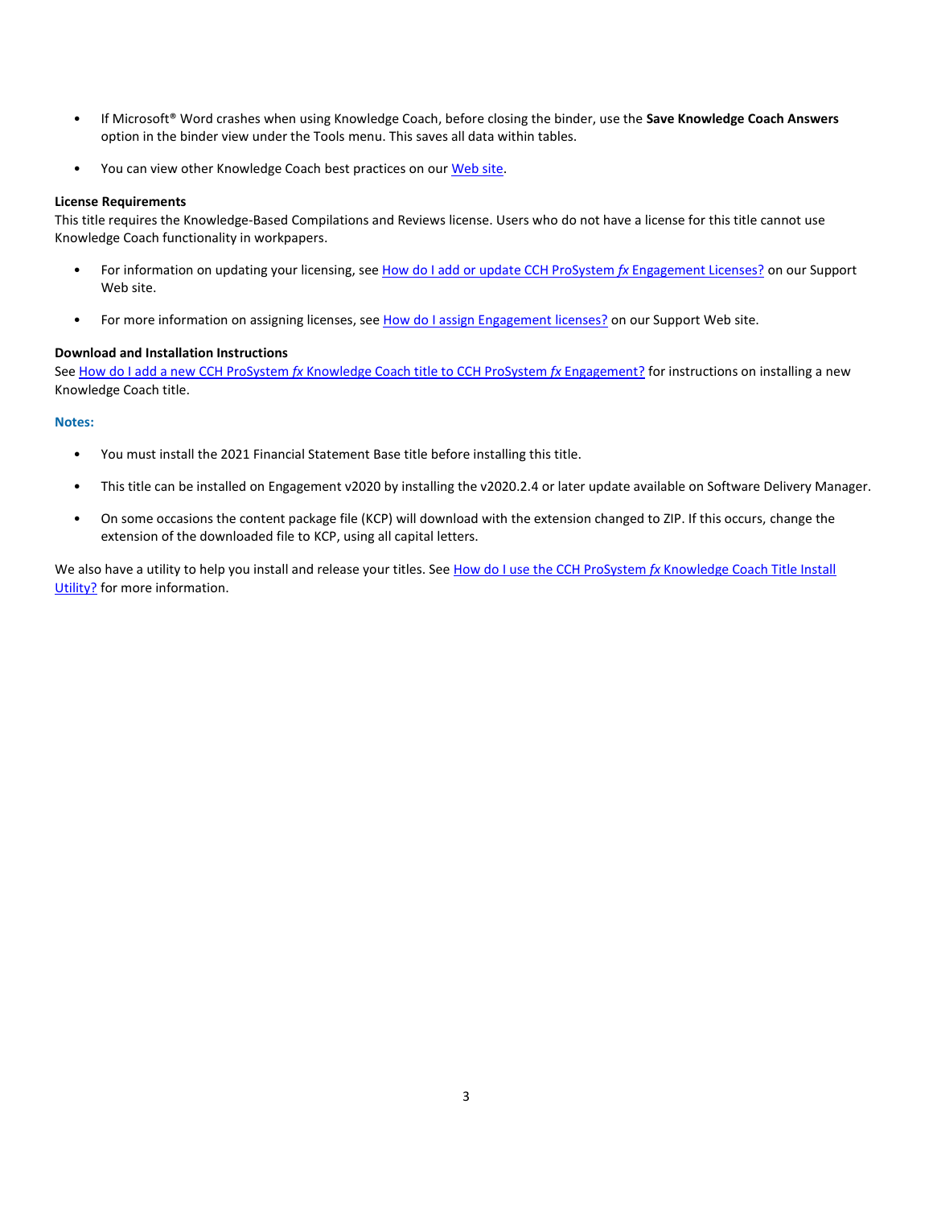- If Microsoft® Word crashes when using Knowledge Coach, before closing the binder, use the **Save Knowledge Coach Answers** option in the binder view under the Tools menu. This saves all data within tables.

- You can view other Knowledge Coach best practices on our Web site.

**License Requirements**

This title requires the Knowledge-Based Compilations and Reviews license. Users who do not have a license for this title cannot use Knowledge Coach functionality in workpapers.

- For information on updating your licensing, see How do I add or update CCH ProSystem *fx* Engagement Licenses? on our Support Web site.

- For more information on assigning licenses, see How do I assign Engagement licenses? on our Support Web site.

**Download and Installation Instructions**

See How do I add a new CCH ProSystem *fx* Knowledge Coach title to CCH ProSystem *fx* Engagement? for instructions on installing a new Knowledge Coach title.

**Notes:**

- You must install the 2021 Financial Statement Base title before installing this title.

- This title can be installed on Engagement v2020 by installing the v2020.2.4 or later update available on Software Delivery Manager.

- On some occasions the content package file (KCP) will download with the extension changed to ZIP. If this occurs, change the extension of the downloaded file to KCP, using all capital letters.

We also have a utility to help you install and release your titles. See How do I use the CCH ProSystem *fx* Knowledge Coach Title Install Utility? for more information.